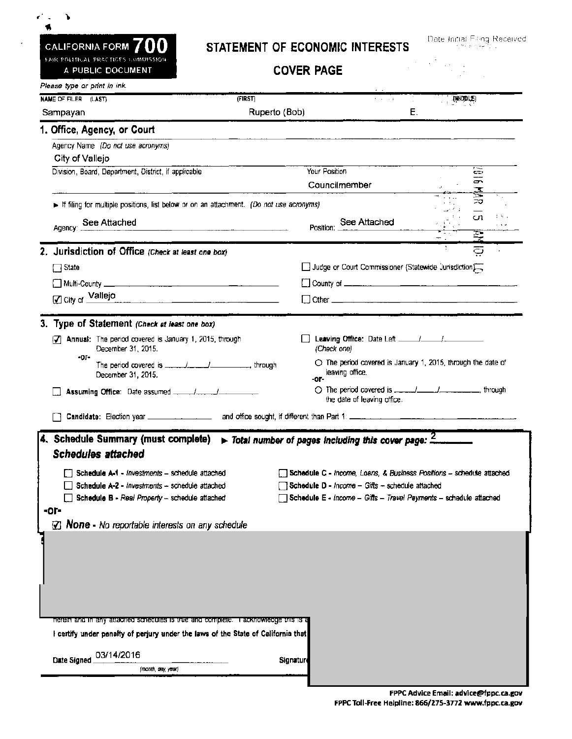**CALIFORNIA FORM 700**
FAIR POLITICAL PRACTICES COMMISSION
A PUBLIC DOCUMENT

# STATEMENT OF ECONOMIC INTERESTS

## COVER PAGE

Date Initial Filing Received

*Please type or print in ink.*

| NAME OF FILER (LAST) | (FIRST) | (MIDDLE) |
|---|---|---|
| Sampayan | Ruperto (Bob) | E. |

### 1. Office, Agency, or Court

Agency Name *(Do not use acronyms)*
City of Vallejo

| Division, Board, Department, District, if applicable | Your Position |
|---|---|
| | Councilmember |

► If filing for multiple positions, list below or on an attachment. *(Do not use acronyms)*

Agency: See Attached Position: See Attached

2016 MAR 15 AM 10: 0

### 2. Jurisdiction of Office *(Check at least one box)*

- ☐ State
- ☐ Judge or Court Commissioner (Statewide Jurisdiction)
- ☐ Multi-County
- ☐ County of
- ☑ City of Vallejo
- ☐ Other

### 3. Type of Statement *(Check at least one box)*

- ☑ **Annual:** The period covered is January 1, 2015, through December 31, 2015.
  -or-
  The period covered is ___/___/______, through December 31, 2015.
- ☐ **Leaving Office:** Date Left ___/___/______ *(Check one)*
  - ○ The period covered is January 1, 2015, through the date of leaving office.
  -or-
  - ○ The period covered is ___/___/______, through the date of leaving office.
- ☐ **Assuming Office:** Date assumed ___/___/______
- ☐ **Candidate:** Election year ______ and office sought, if different than Part 1: ______

### 4. Schedule Summary (must complete) ► *Total number of pages including this cover page:* 2

***Schedules attached***

- ☐ **Schedule A-1** - *Investments* – schedule attached
- ☐ **Schedule A-2** - *Investments* – schedule attached
- ☐ **Schedule B** - *Real Property* – schedule attached
- ☐ **Schedule C** - *Income, Loans, & Business Positions* – schedule attached
- ☐ **Schedule D** - *Income – Gifts* – schedule attached
- ☐ **Schedule E** - *Income – Gifts – Travel Payments* – schedule attached

-or-

- ☑ ***None*** - *No reportable interests on any schedule*

herein and in any attached schedules is true and complete. I acknowledge this is a

**I certify under penalty of perjury under the laws of the State of California that**

**Date Signed** 03/14/2016 *(month, day, year)*

**Signature**

**FPPC Advice Email: advice@fppc.ca.gov**
**FPPC Toll-Free Helpline: 866/275-3772 www.fppc.ca.gov**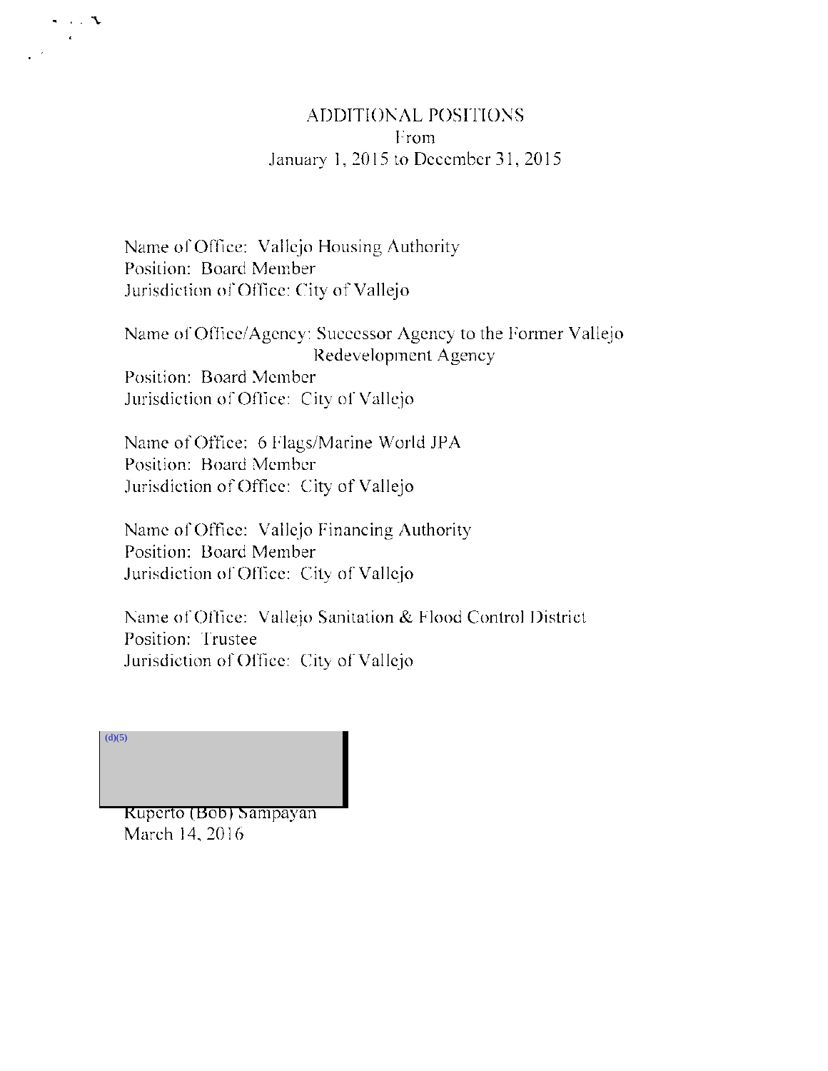ADDITIONAL POSITIONS
From
January 1, 2015 to December 31, 2015

Name of Office: Vallejo Housing Authority
Position: Board Member
Jurisdiction of Office: City of Vallejo

Name of Office/Agency: Successor Agency to the Former Vallejo Redevelopment Agency
Position: Board Member
Jurisdiction of Office: City of Vallejo

Name of Office: 6 Flags/Marine World JPA
Position: Board Member
Jurisdiction of Office: City of Vallejo

Name of Office: Vallejo Financing Authority
Position: Board Member
Jurisdiction of Office: City of Vallejo

Name of Office: Vallejo Sanitation & Flood Control District
Position: Trustee
Jurisdiction of Office: City of Vallejo

(d)(5)

Ruperto (Bob) Sampayan
March 14, 2016